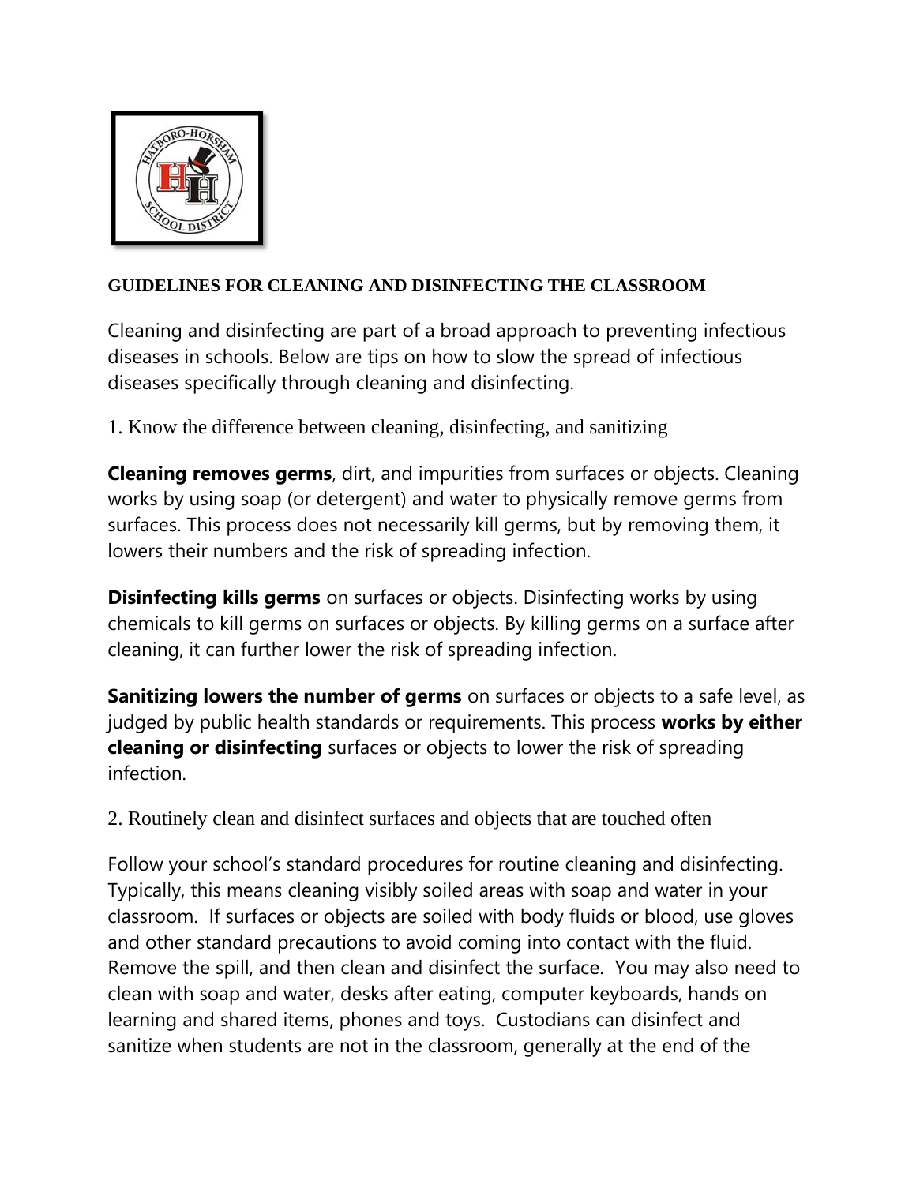# GUIDELINES FOR CLEANING AND DISINFECTING THE CLASSROOM

Cleaning and disinfecting are part of a broad approach to preventing infectious diseases in schools. Below are tips on how to slow the spread of infectious diseases specifically through cleaning and disinfecting.

## 1. Know the difference between cleaning, disinfecting, and sanitizing

**Cleaning removes germs**, dirt, and impurities from surfaces or objects. Cleaning works by using soap (or detergent) and water to physically remove germs from surfaces. This process does not necessarily kill germs, but by removing them, it lowers their numbers and the risk of spreading infection.

**Disinfecting kills germs** on surfaces or objects. Disinfecting works by using chemicals to kill germs on surfaces or objects. By killing germs on a surface after cleaning, it can further lower the risk of spreading infection.

**Sanitizing lowers the number of germs** on surfaces or objects to a safe level, as judged by public health standards or requirements. This process **works by either cleaning or disinfecting** surfaces or objects to lower the risk of spreading infection.

## 2. Routinely clean and disinfect surfaces and objects that are touched often

Follow your school's standard procedures for routine cleaning and disinfecting. Typically, this means cleaning visibly soiled areas with soap and water in your classroom. If surfaces or objects are soiled with body fluids or blood, use gloves and other standard precautions to avoid coming into contact with the fluid. Remove the spill, and then clean and disinfect the surface. You may also need to clean with soap and water, desks after eating, computer keyboards, hands on learning and shared items, phones and toys. Custodians can disinfect and sanitize when students are not in the classroom, generally at the end of the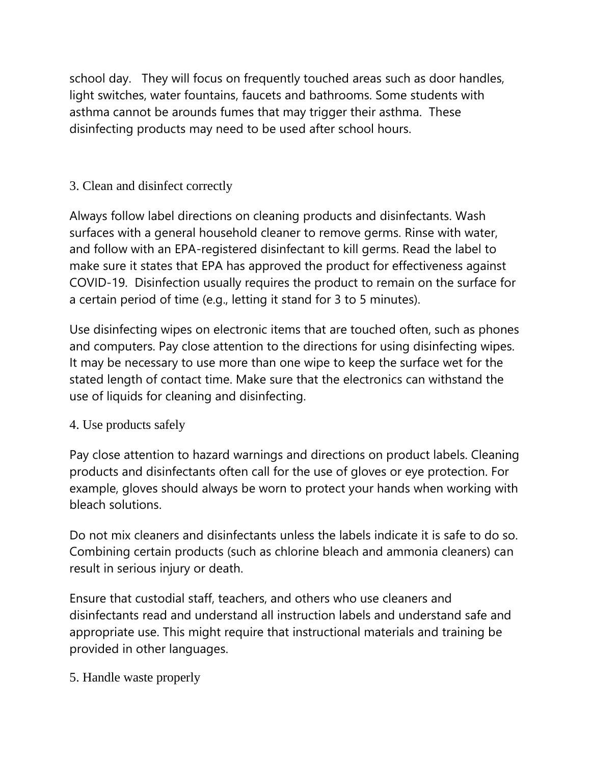school day. They will focus on frequently touched areas such as door handles, light switches, water fountains, faucets and bathrooms. Some students with asthma cannot be arounds fumes that may trigger their asthma. These disinfecting products may need to be used after school hours.

### 3. Clean and disinfect correctly

Always follow label directions on cleaning products and disinfectants. Wash surfaces with a general household cleaner to remove germs. Rinse with water, and follow with an EPA-registered disinfectant to kill germs. Read the label to make sure it states that EPA has approved the product for effectiveness against COVID-19. Disinfection usually requires the product to remain on the surface for a certain period of time (e.g., letting it stand for 3 to 5 minutes).

Use disinfecting wipes on electronic items that are touched often, such as phones and computers. Pay close attention to the directions for using disinfecting wipes. It may be necessary to use more than one wipe to keep the surface wet for the stated length of contact time. Make sure that the electronics can withstand the use of liquids for cleaning and disinfecting.

### 4. Use products safely

Pay close attention to hazard warnings and directions on product labels. Cleaning products and disinfectants often call for the use of gloves or eye protection. For example, gloves should always be worn to protect your hands when working with bleach solutions.

Do not mix cleaners and disinfectants unless the labels indicate it is safe to do so. Combining certain products (such as chlorine bleach and ammonia cleaners) can result in serious injury or death.

Ensure that custodial staff, teachers, and others who use cleaners and disinfectants read and understand all instruction labels and understand safe and appropriate use. This might require that instructional materials and training be provided in other languages.

### 5. Handle waste properly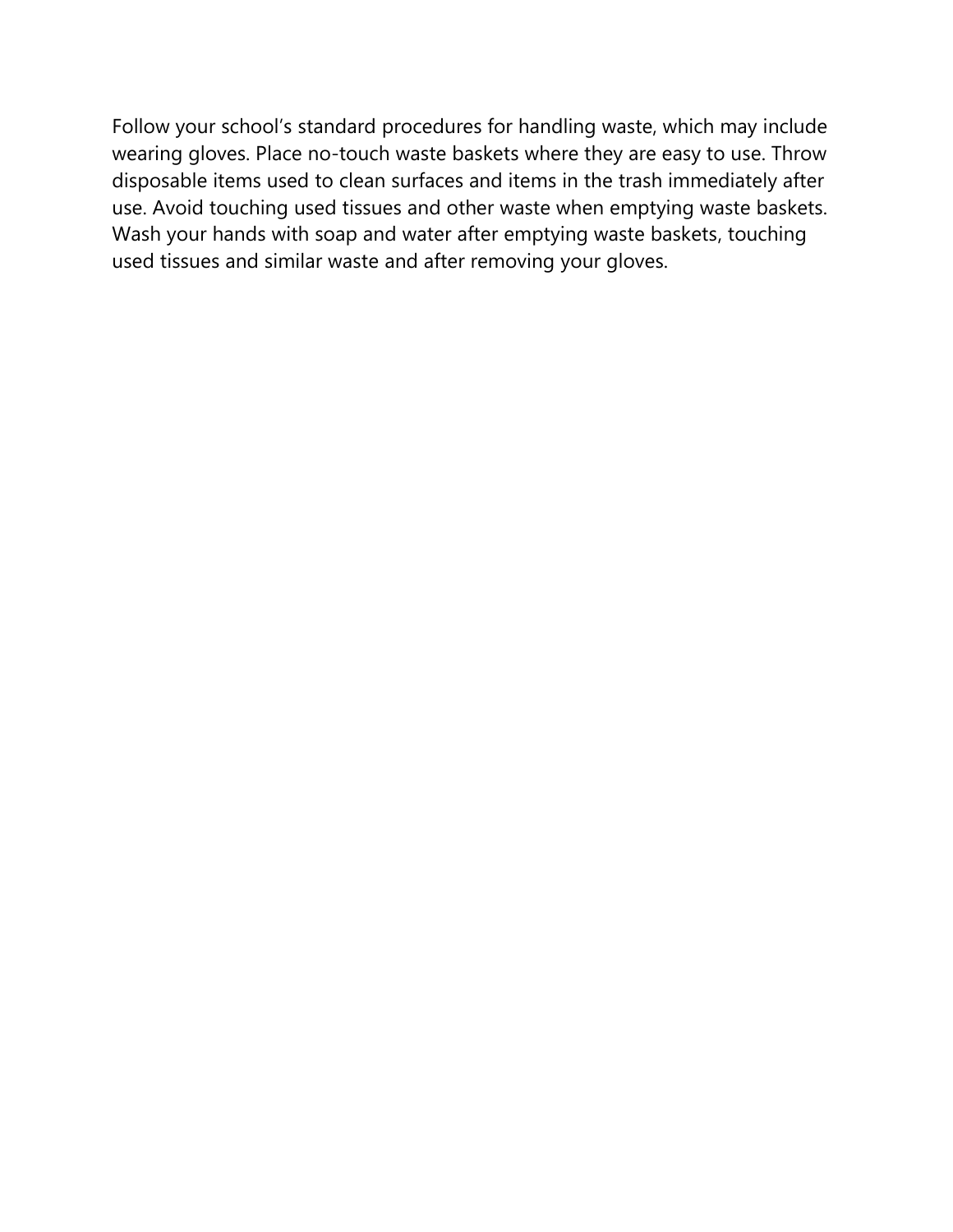Follow your school’s standard procedures for handling waste, which may include wearing gloves. Place no-touch waste baskets where they are easy to use. Throw disposable items used to clean surfaces and items in the trash immediately after use. Avoid touching used tissues and other waste when emptying waste baskets. Wash your hands with soap and water after emptying waste baskets, touching used tissues and similar waste and after removing your gloves.